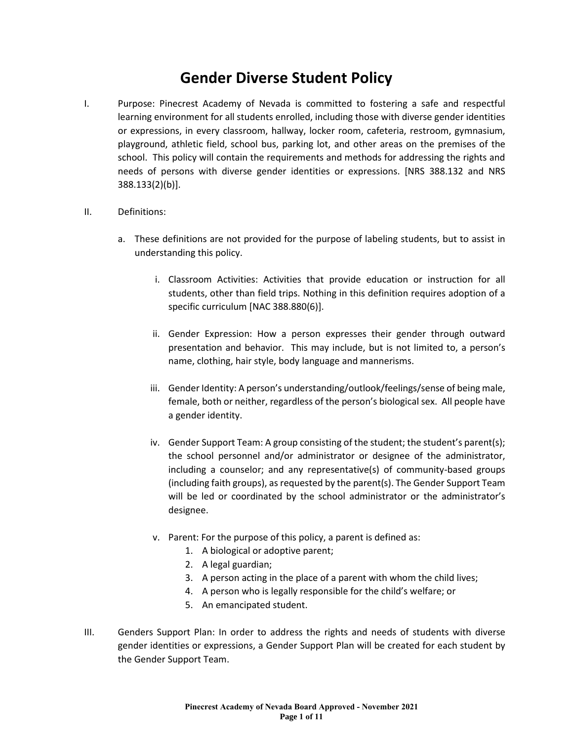# Gender Diverse Student Policy

I. Purpose: Pinecrest Academy of Nevada is committed to fostering a safe and respectful learning environment for all students enrolled, including those with diverse gender identities or expressions, in every classroom, hallway, locker room, cafeteria, restroom, gymnasium, playground, athletic field, school bus, parking lot, and other areas on the premises of the school. This policy will contain the requirements and methods for addressing the rights and needs of persons with diverse gender identities or expressions. [NRS 388.132 and NRS 388.133(2)(b)].

II. Definitions:

a. These definitions are not provided for the purpose of labeling students, but to assist in understanding this policy.

   i. Classroom Activities: Activities that provide education or instruction for all students, other than field trips. Nothing in this definition requires adoption of a specific curriculum [NAC 388.880(6)].

   ii. Gender Expression: How a person expresses their gender through outward presentation and behavior. This may include, but is not limited to, a person's name, clothing, hair style, body language and mannerisms.

   iii. Gender Identity: A person's understanding/outlook/feelings/sense of being male, female, both or neither, regardless of the person's biological sex. All people have a gender identity.

   iv. Gender Support Team: A group consisting of the student; the student's parent(s); the school personnel and/or administrator or designee of the administrator, including a counselor; and any representative(s) of community-based groups (including faith groups), as requested by the parent(s). The Gender Support Team will be led or coordinated by the school administrator or the administrator's designee.

   v. Parent: For the purpose of this policy, a parent is defined as:
      1. A biological or adoptive parent;
      2. A legal guardian;
      3. A person acting in the place of a parent with whom the child lives;
      4. A person who is legally responsible for the child's welfare; or
      5. An emancipated student.

III. Genders Support Plan: In order to address the rights and needs of students with diverse gender identities or expressions, a Gender Support Plan will be created for each student by the Gender Support Team.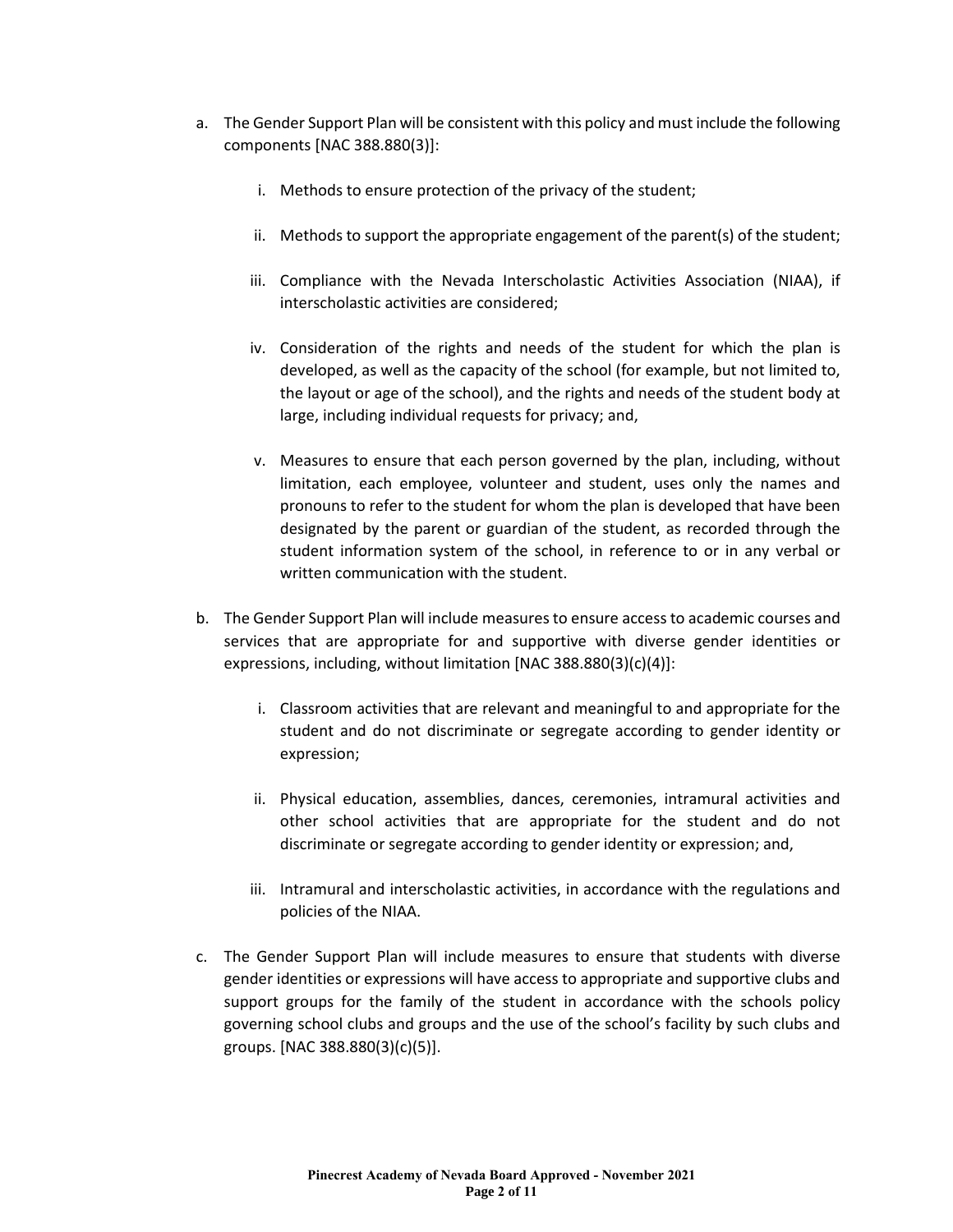a. The Gender Support Plan will be consistent with this policy and must include the following components [NAC 388.880(3)]:

   i. Methods to ensure protection of the privacy of the student;

   ii. Methods to support the appropriate engagement of the parent(s) of the student;

   iii. Compliance with the Nevada Interscholastic Activities Association (NIAA), if interscholastic activities are considered;

   iv. Consideration of the rights and needs of the student for which the plan is developed, as well as the capacity of the school (for example, but not limited to, the layout or age of the school), and the rights and needs of the student body at large, including individual requests for privacy; and,

   v. Measures to ensure that each person governed by the plan, including, without limitation, each employee, volunteer and student, uses only the names and pronouns to refer to the student for whom the plan is developed that have been designated by the parent or guardian of the student, as recorded through the student information system of the school, in reference to or in any verbal or written communication with the student.

b. The Gender Support Plan will include measures to ensure access to academic courses and services that are appropriate for and supportive with diverse gender identities or expressions, including, without limitation [NAC 388.880(3)(c)(4)]:

   i. Classroom activities that are relevant and meaningful to and appropriate for the student and do not discriminate or segregate according to gender identity or expression;

   ii. Physical education, assemblies, dances, ceremonies, intramural activities and other school activities that are appropriate for the student and do not discriminate or segregate according to gender identity or expression; and,

   iii. Intramural and interscholastic activities, in accordance with the regulations and policies of the NIAA.

c. The Gender Support Plan will include measures to ensure that students with diverse gender identities or expressions will have access to appropriate and supportive clubs and support groups for the family of the student in accordance with the schools policy governing school clubs and groups and the use of the school's facility by such clubs and groups. [NAC 388.880(3)(c)(5)].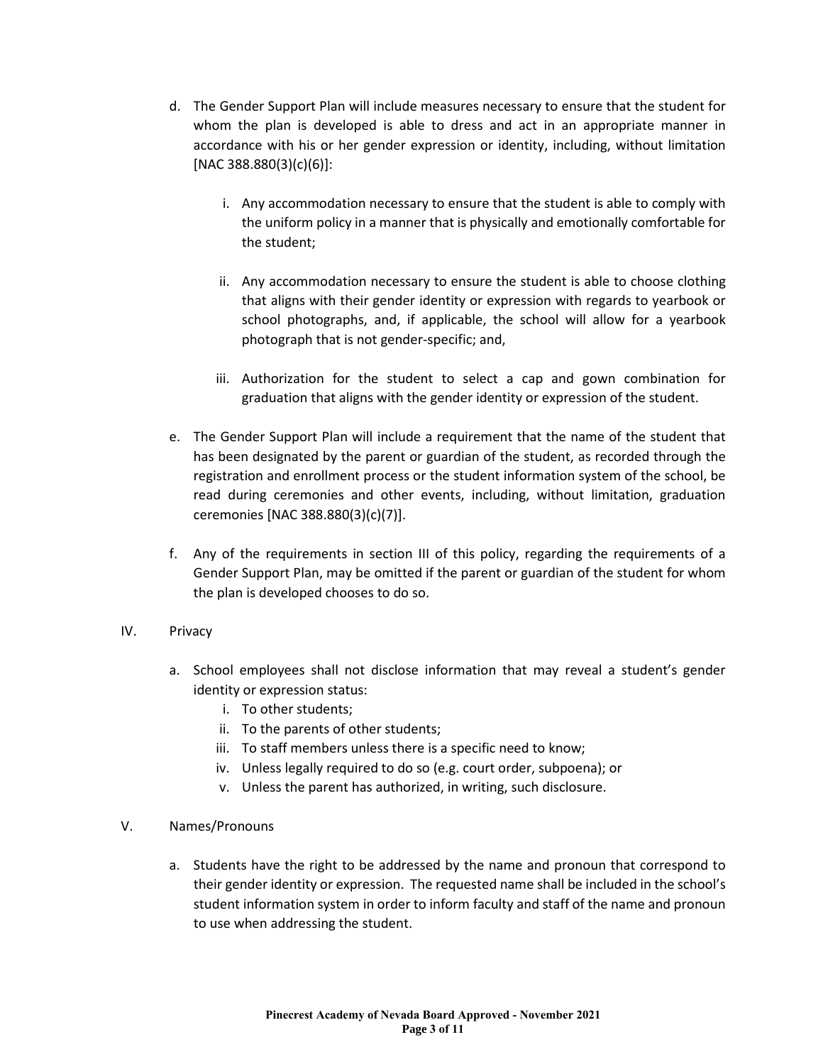d. The Gender Support Plan will include measures necessary to ensure that the student for whom the plan is developed is able to dress and act in an appropriate manner in accordance with his or her gender expression or identity, including, without limitation [NAC 388.880(3)(c)(6)]:

   i. Any accommodation necessary to ensure that the student is able to comply with the uniform policy in a manner that is physically and emotionally comfortable for the student;

   ii. Any accommodation necessary to ensure the student is able to choose clothing that aligns with their gender identity or expression with regards to yearbook or school photographs, and, if applicable, the school will allow for a yearbook photograph that is not gender-specific; and,

   iii. Authorization for the student to select a cap and gown combination for graduation that aligns with the gender identity or expression of the student.

e. The Gender Support Plan will include a requirement that the name of the student that has been designated by the parent or guardian of the student, as recorded through the registration and enrollment process or the student information system of the school, be read during ceremonies and other events, including, without limitation, graduation ceremonies [NAC 388.880(3)(c)(7)].

f. Any of the requirements in section III of this policy, regarding the requirements of a Gender Support Plan, may be omitted if the parent or guardian of the student for whom the plan is developed chooses to do so.

## IV. Privacy

a. School employees shall not disclose information that may reveal a student's gender identity or expression status:
   i. To other students;
   ii. To the parents of other students;
   iii. To staff members unless there is a specific need to know;
   iv. Unless legally required to do so (e.g. court order, subpoena); or
   v. Unless the parent has authorized, in writing, such disclosure.

## V. Names/Pronouns

a. Students have the right to be addressed by the name and pronoun that correspond to their gender identity or expression. The requested name shall be included in the school's student information system in order to inform faculty and staff of the name and pronoun to use when addressing the student.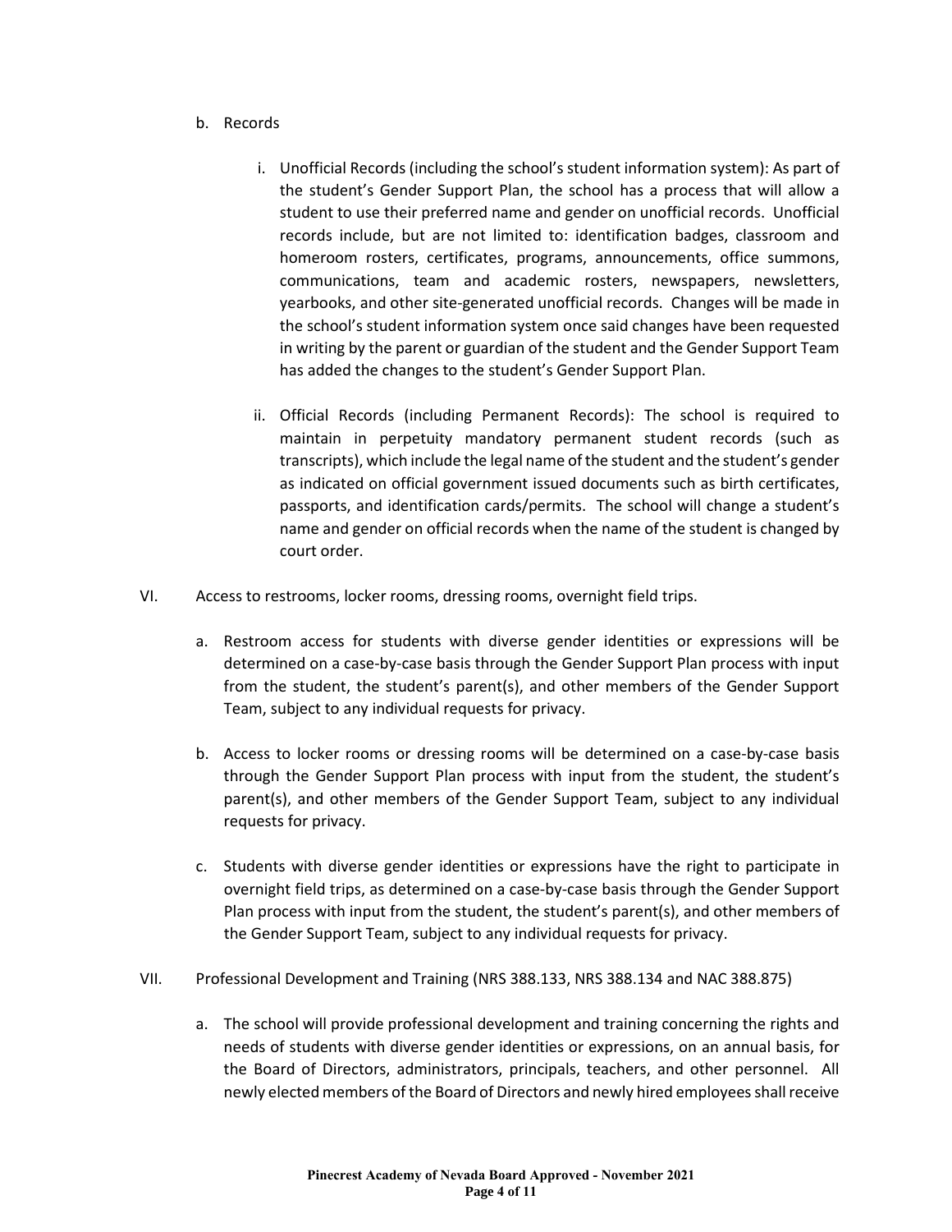b. Records

   i. Unofficial Records (including the school's student information system): As part of the student's Gender Support Plan, the school has a process that will allow a student to use their preferred name and gender on unofficial records. Unofficial records include, but are not limited to: identification badges, classroom and homeroom rosters, certificates, programs, announcements, office summons, communications, team and academic rosters, newspapers, newsletters, yearbooks, and other site-generated unofficial records. Changes will be made in the school's student information system once said changes have been requested in writing by the parent or guardian of the student and the Gender Support Team has added the changes to the student's Gender Support Plan.

   ii. Official Records (including Permanent Records): The school is required to maintain in perpetuity mandatory permanent student records (such as transcripts), which include the legal name of the student and the student's gender as indicated on official government issued documents such as birth certificates, passports, and identification cards/permits. The school will change a student's name and gender on official records when the name of the student is changed by court order.

VI. Access to restrooms, locker rooms, dressing rooms, overnight field trips.

   a. Restroom access for students with diverse gender identities or expressions will be determined on a case-by-case basis through the Gender Support Plan process with input from the student, the student's parent(s), and other members of the Gender Support Team, subject to any individual requests for privacy.

   b. Access to locker rooms or dressing rooms will be determined on a case-by-case basis through the Gender Support Plan process with input from the student, the student's parent(s), and other members of the Gender Support Team, subject to any individual requests for privacy.

   c. Students with diverse gender identities or expressions have the right to participate in overnight field trips, as determined on a case-by-case basis through the Gender Support Plan process with input from the student, the student's parent(s), and other members of the Gender Support Team, subject to any individual requests for privacy.

VII. Professional Development and Training (NRS 388.133, NRS 388.134 and NAC 388.875)

   a. The school will provide professional development and training concerning the rights and needs of students with diverse gender identities or expressions, on an annual basis, for the Board of Directors, administrators, principals, teachers, and other personnel. All newly elected members of the Board of Directors and newly hired employees shall receive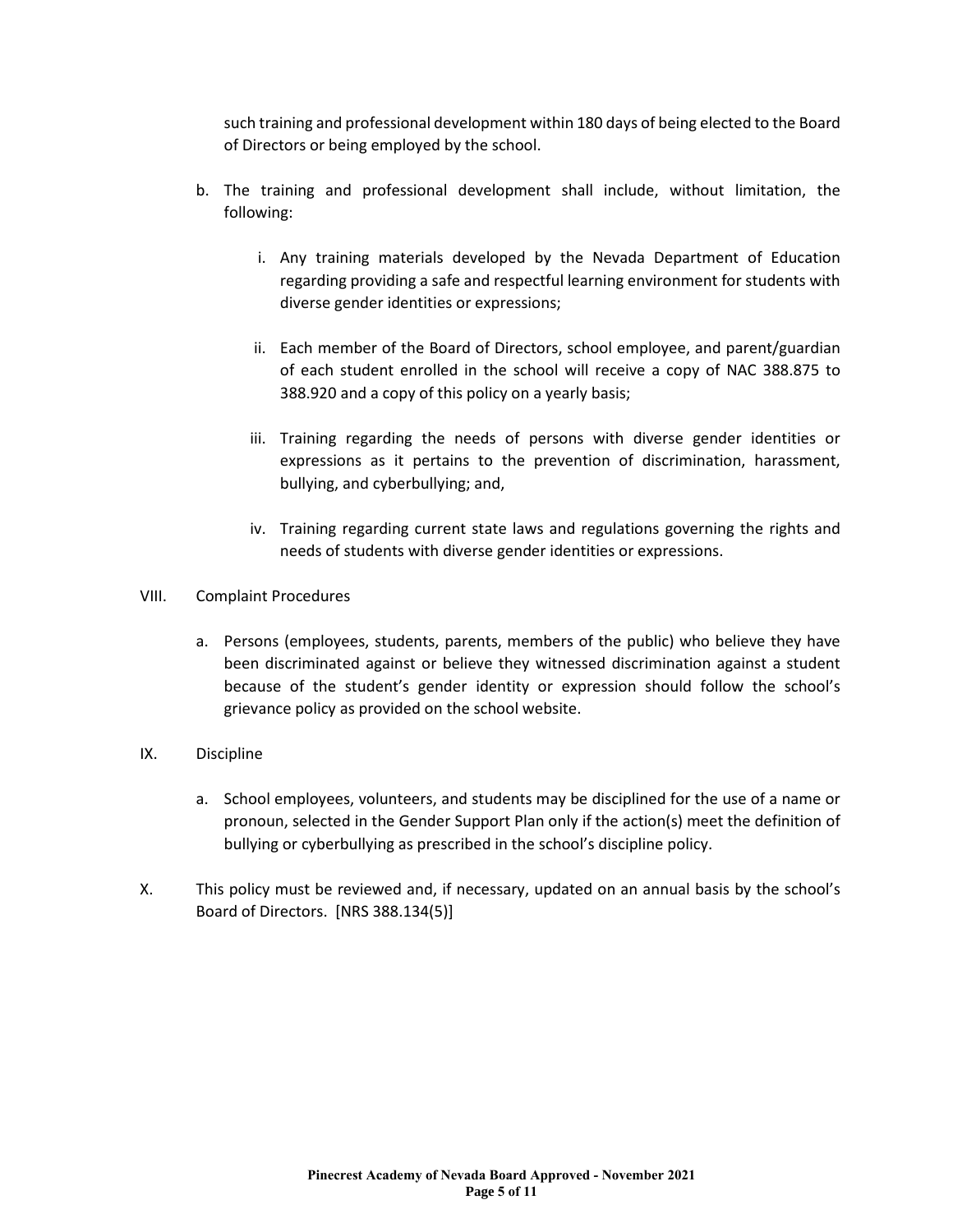such training and professional development within 180 days of being elected to the Board of Directors or being employed by the school.

b. The training and professional development shall include, without limitation, the following:

   i. Any training materials developed by the Nevada Department of Education regarding providing a safe and respectful learning environment for students with diverse gender identities or expressions;

   ii. Each member of the Board of Directors, school employee, and parent/guardian of each student enrolled in the school will receive a copy of NAC 388.875 to 388.920 and a copy of this policy on a yearly basis;

   iii. Training regarding the needs of persons with diverse gender identities or expressions as it pertains to the prevention of discrimination, harassment, bullying, and cyberbullying; and,

   iv. Training regarding current state laws and regulations governing the rights and needs of students with diverse gender identities or expressions.

VIII. Complaint Procedures

a. Persons (employees, students, parents, members of the public) who believe they have been discriminated against or believe they witnessed discrimination against a student because of the student's gender identity or expression should follow the school's grievance policy as provided on the school website.

IX. Discipline

a. School employees, volunteers, and students may be disciplined for the use of a name or pronoun, selected in the Gender Support Plan only if the action(s) meet the definition of bullying or cyberbullying as prescribed in the school's discipline policy.

X. This policy must be reviewed and, if necessary, updated on an annual basis by the school's Board of Directors. [NRS 388.134(5)]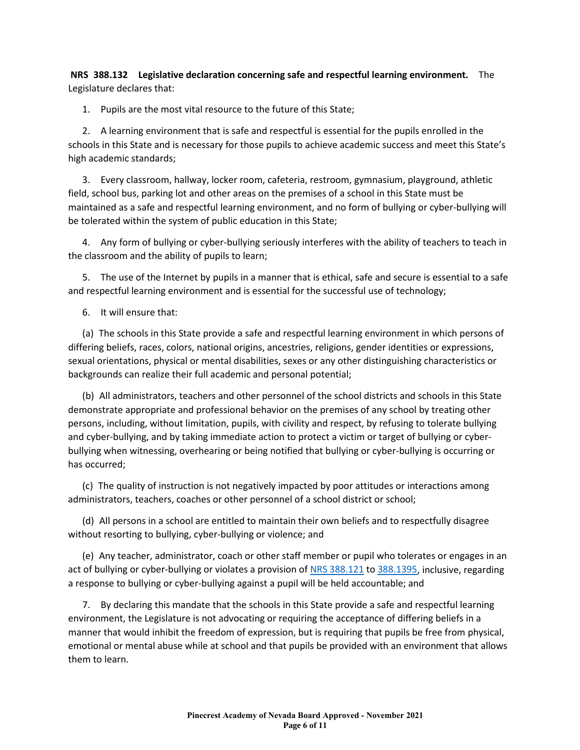**NRS 388.132 Legislative declaration concerning safe and respectful learning environment.** The Legislature declares that:

1. Pupils are the most vital resource to the future of this State;

2. A learning environment that is safe and respectful is essential for the pupils enrolled in the schools in this State and is necessary for those pupils to achieve academic success and meet this State's high academic standards;

3. Every classroom, hallway, locker room, cafeteria, restroom, gymnasium, playground, athletic field, school bus, parking lot and other areas on the premises of a school in this State must be maintained as a safe and respectful learning environment, and no form of bullying or cyber-bullying will be tolerated within the system of public education in this State;

4. Any form of bullying or cyber-bullying seriously interferes with the ability of teachers to teach in the classroom and the ability of pupils to learn;

5. The use of the Internet by pupils in a manner that is ethical, safe and secure is essential to a safe and respectful learning environment and is essential for the successful use of technology;

6. It will ensure that:

(a) The schools in this State provide a safe and respectful learning environment in which persons of differing beliefs, races, colors, national origins, ancestries, religions, gender identities or expressions, sexual orientations, physical or mental disabilities, sexes or any other distinguishing characteristics or backgrounds can realize their full academic and personal potential;

(b) All administrators, teachers and other personnel of the school districts and schools in this State demonstrate appropriate and professional behavior on the premises of any school by treating other persons, including, without limitation, pupils, with civility and respect, by refusing to tolerate bullying and cyber-bullying, and by taking immediate action to protect a victim or target of bullying or cyber-bullying when witnessing, overhearing or being notified that bullying or cyber-bullying is occurring or has occurred;

(c) The quality of instruction is not negatively impacted by poor attitudes or interactions among administrators, teachers, coaches or other personnel of a school district or school;

(d) All persons in a school are entitled to maintain their own beliefs and to respectfully disagree without resorting to bullying, cyber-bullying or violence; and

(e) Any teacher, administrator, coach or other staff member or pupil who tolerates or engages in an act of bullying or cyber-bullying or violates a provision of NRS 388.121 to 388.1395, inclusive, regarding a response to bullying or cyber-bullying against a pupil will be held accountable; and

7. By declaring this mandate that the schools in this State provide a safe and respectful learning environment, the Legislature is not advocating or requiring the acceptance of differing beliefs in a manner that would inhibit the freedom of expression, but is requiring that pupils be free from physical, emotional or mental abuse while at school and that pupils be provided with an environment that allows them to learn.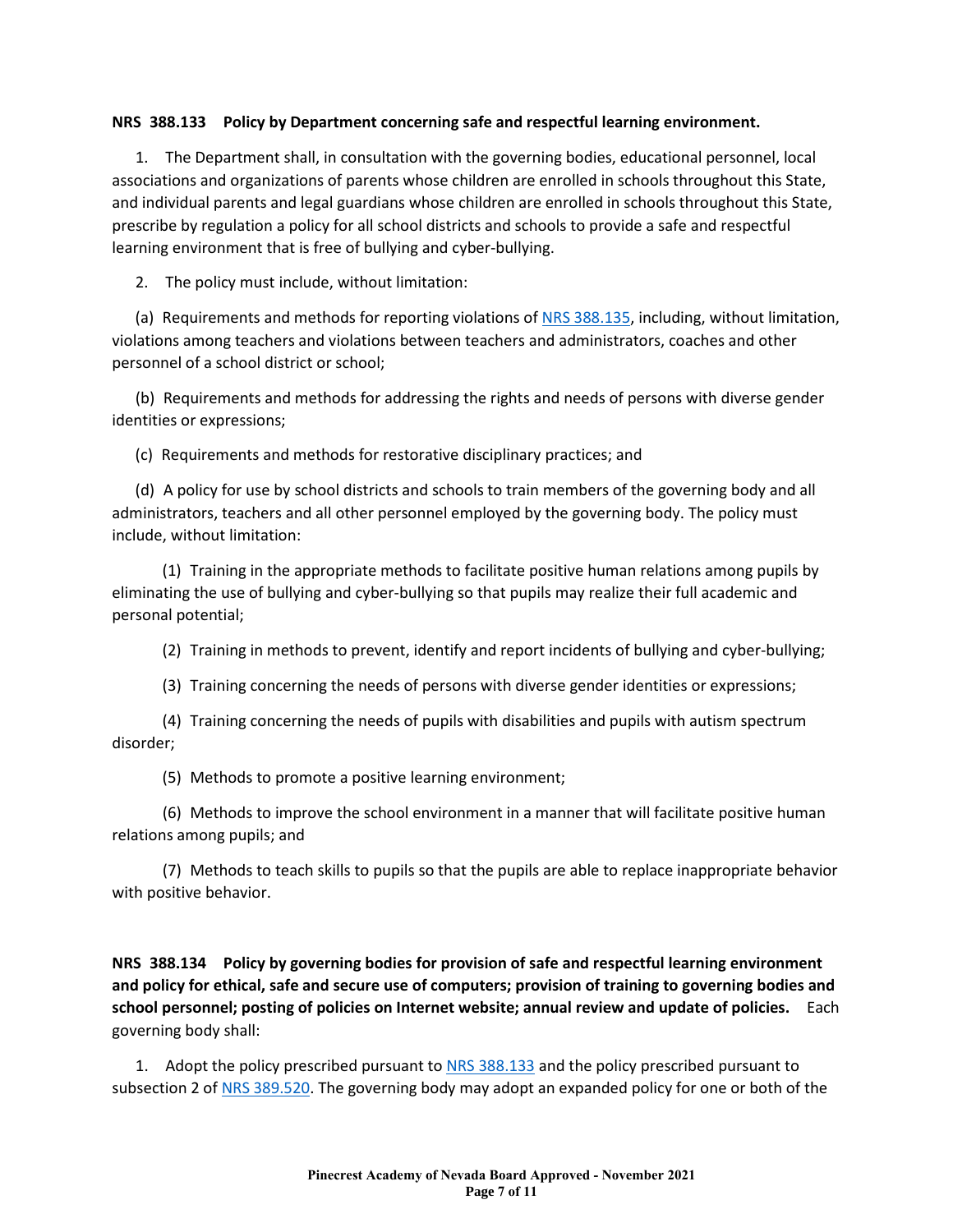**NRS 388.133 Policy by Department concerning safe and respectful learning environment.**

1. The Department shall, in consultation with the governing bodies, educational personnel, local associations and organizations of parents whose children are enrolled in schools throughout this State, and individual parents and legal guardians whose children are enrolled in schools throughout this State, prescribe by regulation a policy for all school districts and schools to provide a safe and respectful learning environment that is free of bullying and cyber-bullying.

2. The policy must include, without limitation:

(a) Requirements and methods for reporting violations of NRS 388.135, including, without limitation, violations among teachers and violations between teachers and administrators, coaches and other personnel of a school district or school;

(b) Requirements and methods for addressing the rights and needs of persons with diverse gender identities or expressions;

(c) Requirements and methods for restorative disciplinary practices; and

(d) A policy for use by school districts and schools to train members of the governing body and all administrators, teachers and all other personnel employed by the governing body. The policy must include, without limitation:

(1) Training in the appropriate methods to facilitate positive human relations among pupils by eliminating the use of bullying and cyber-bullying so that pupils may realize their full academic and personal potential;

(2) Training in methods to prevent, identify and report incidents of bullying and cyber-bullying;

(3) Training concerning the needs of persons with diverse gender identities or expressions;

(4) Training concerning the needs of pupils with disabilities and pupils with autism spectrum disorder;

(5) Methods to promote a positive learning environment;

(6) Methods to improve the school environment in a manner that will facilitate positive human relations among pupils; and

(7) Methods to teach skills to pupils so that the pupils are able to replace inappropriate behavior with positive behavior.

**NRS 388.134 Policy by governing bodies for provision of safe and respectful learning environment and policy for ethical, safe and secure use of computers; provision of training to governing bodies and school personnel; posting of policies on Internet website; annual review and update of policies.** Each governing body shall:

1. Adopt the policy prescribed pursuant to NRS 388.133 and the policy prescribed pursuant to subsection 2 of NRS 389.520. The governing body may adopt an expanded policy for one or both of the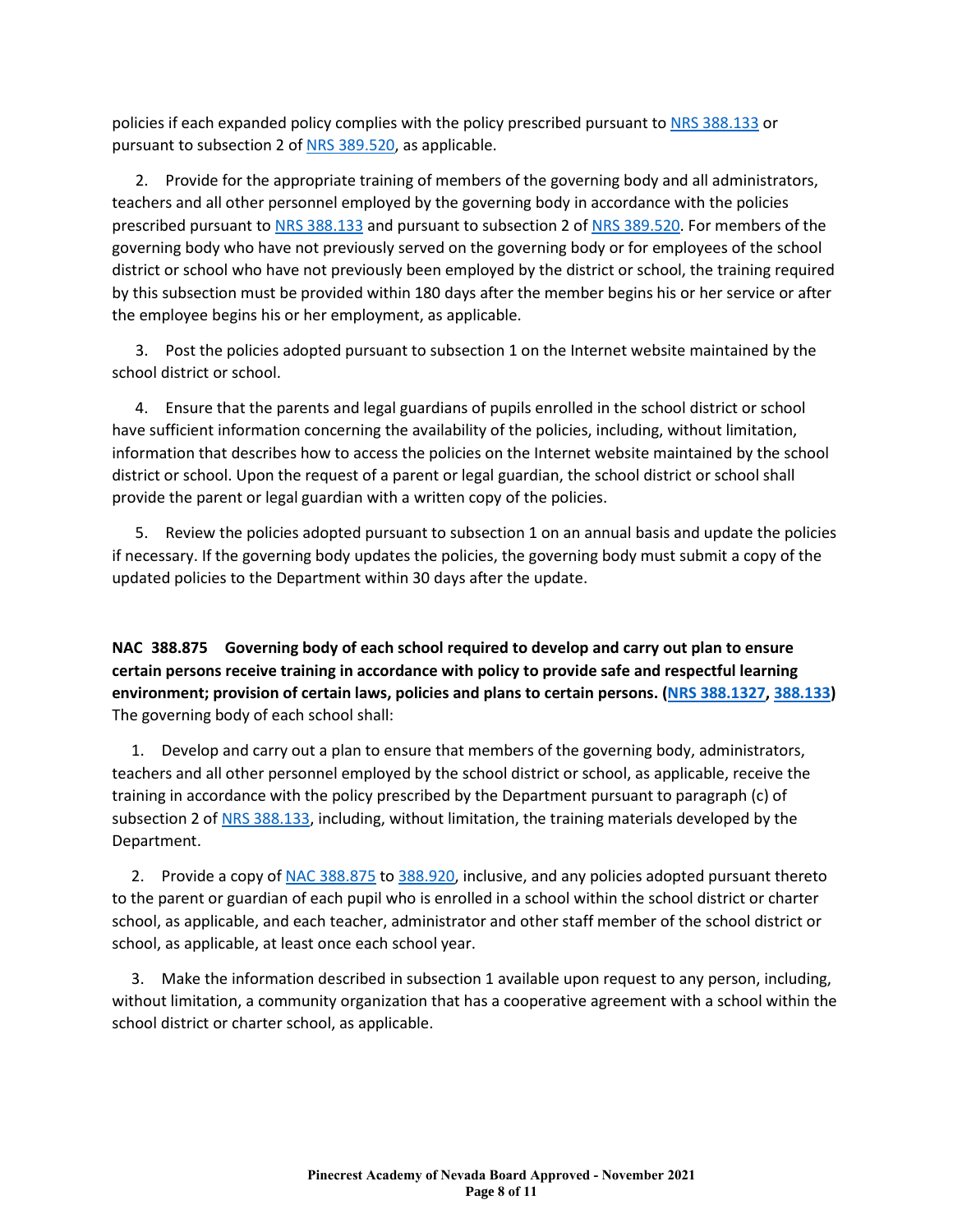policies if each expanded policy complies with the policy prescribed pursuant to NRS 388.133 or pursuant to subsection 2 of NRS 389.520, as applicable.

2. Provide for the appropriate training of members of the governing body and all administrators, teachers and all other personnel employed by the governing body in accordance with the policies prescribed pursuant to NRS 388.133 and pursuant to subsection 2 of NRS 389.520. For members of the governing body who have not previously served on the governing body or for employees of the school district or school who have not previously been employed by the district or school, the training required by this subsection must be provided within 180 days after the member begins his or her service or after the employee begins his or her employment, as applicable.

3. Post the policies adopted pursuant to subsection 1 on the Internet website maintained by the school district or school.

4. Ensure that the parents and legal guardians of pupils enrolled in the school district or school have sufficient information concerning the availability of the policies, including, without limitation, information that describes how to access the policies on the Internet website maintained by the school district or school. Upon the request of a parent or legal guardian, the school district or school shall provide the parent or legal guardian with a written copy of the policies.

5. Review the policies adopted pursuant to subsection 1 on an annual basis and update the policies if necessary. If the governing body updates the policies, the governing body must submit a copy of the updated policies to the Department within 30 days after the update.

**NAC 388.875 Governing body of each school required to develop and carry out plan to ensure certain persons receive training in accordance with policy to provide safe and respectful learning environment; provision of certain laws, policies and plans to certain persons. (NRS 388.1327, 388.133)**
The governing body of each school shall:

1. Develop and carry out a plan to ensure that members of the governing body, administrators, teachers and all other personnel employed by the school district or school, as applicable, receive the training in accordance with the policy prescribed by the Department pursuant to paragraph (c) of subsection 2 of NRS 388.133, including, without limitation, the training materials developed by the Department.

2. Provide a copy of NAC 388.875 to 388.920, inclusive, and any policies adopted pursuant thereto to the parent or guardian of each pupil who is enrolled in a school within the school district or charter school, as applicable, and each teacher, administrator and other staff member of the school district or school, as applicable, at least once each school year.

3. Make the information described in subsection 1 available upon request to any person, including, without limitation, a community organization that has a cooperative agreement with a school within the school district or charter school, as applicable.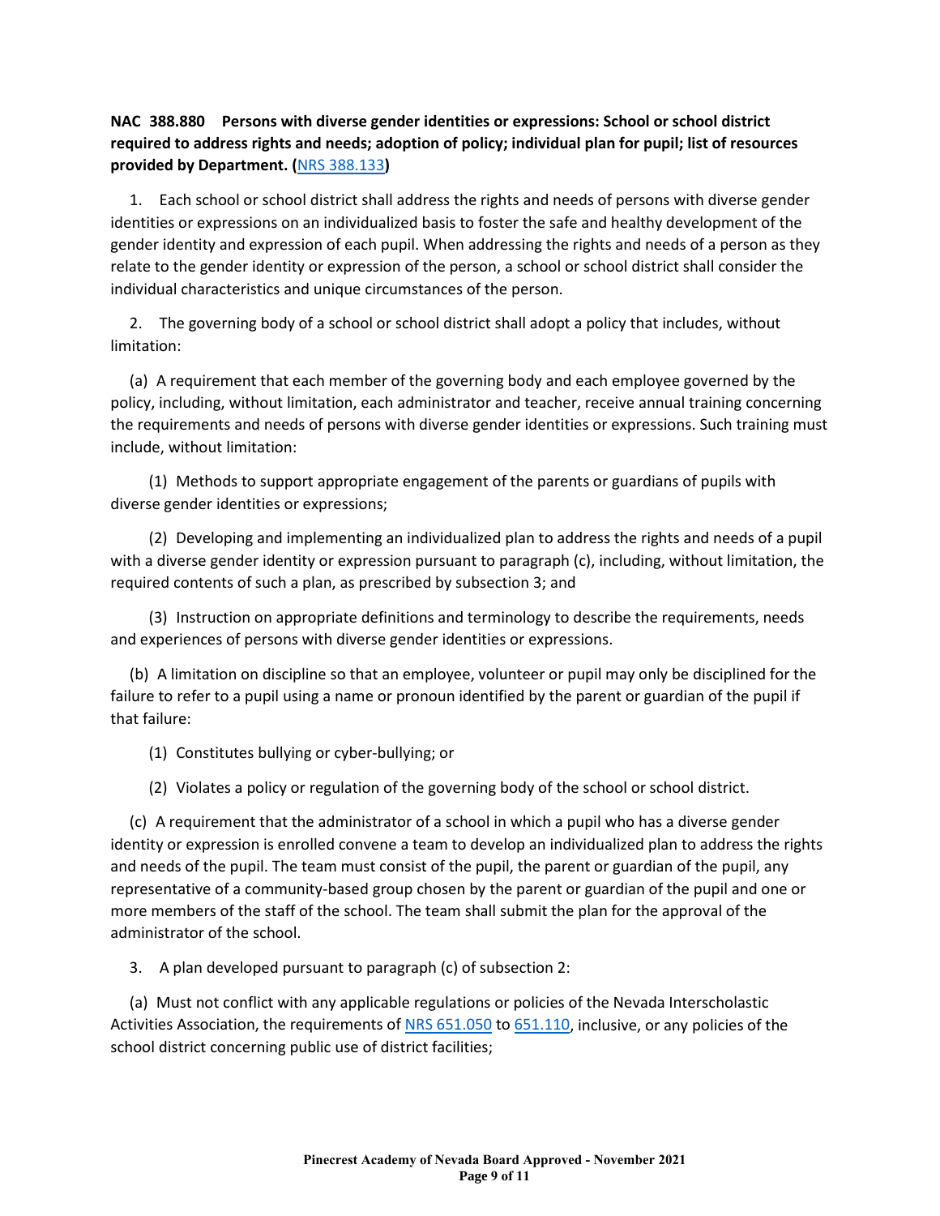**NAC 388.880 Persons with diverse gender identities or expressions: School or school district required to address rights and needs; adoption of policy; individual plan for pupil; list of resources provided by Department. (NRS 388.133)**

1. Each school or school district shall address the rights and needs of persons with diverse gender identities or expressions on an individualized basis to foster the safe and healthy development of the gender identity and expression of each pupil. When addressing the rights and needs of a person as they relate to the gender identity or expression of the person, a school or school district shall consider the individual characteristics and unique circumstances of the person.

2. The governing body of a school or school district shall adopt a policy that includes, without limitation:

(a) A requirement that each member of the governing body and each employee governed by the policy, including, without limitation, each administrator and teacher, receive annual training concerning the requirements and needs of persons with diverse gender identities or expressions. Such training must include, without limitation:

(1) Methods to support appropriate engagement of the parents or guardians of pupils with diverse gender identities or expressions;

(2) Developing and implementing an individualized plan to address the rights and needs of a pupil with a diverse gender identity or expression pursuant to paragraph (c), including, without limitation, the required contents of such a plan, as prescribed by subsection 3; and

(3) Instruction on appropriate definitions and terminology to describe the requirements, needs and experiences of persons with diverse gender identities or expressions.

(b) A limitation on discipline so that an employee, volunteer or pupil may only be disciplined for the failure to refer to a pupil using a name or pronoun identified by the parent or guardian of the pupil if that failure:

(1) Constitutes bullying or cyber-bullying; or

(2) Violates a policy or regulation of the governing body of the school or school district.

(c) A requirement that the administrator of a school in which a pupil who has a diverse gender identity or expression is enrolled convene a team to develop an individualized plan to address the rights and needs of the pupil. The team must consist of the pupil, the parent or guardian of the pupil, any representative of a community-based group chosen by the parent or guardian of the pupil and one or more members of the staff of the school. The team shall submit the plan for the approval of the administrator of the school.

3. A plan developed pursuant to paragraph (c) of subsection 2:

(a) Must not conflict with any applicable regulations or policies of the Nevada Interscholastic Activities Association, the requirements of NRS 651.050 to 651.110, inclusive, or any policies of the school district concerning public use of district facilities;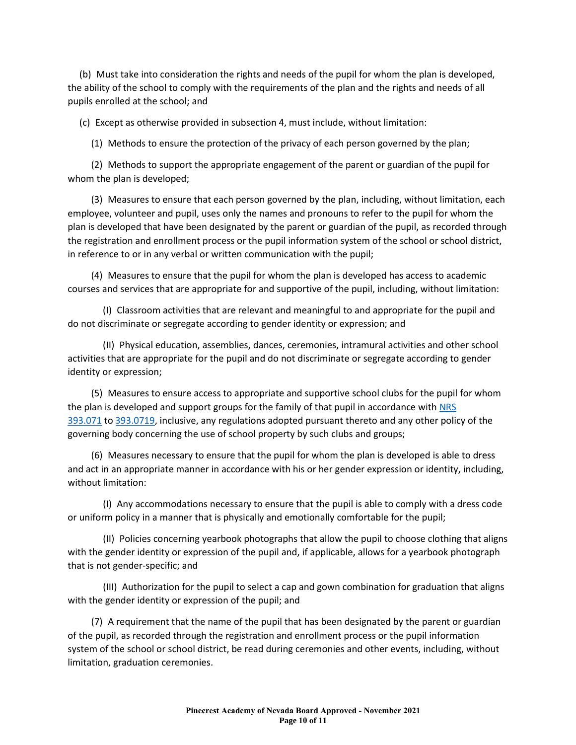(b) Must take into consideration the rights and needs of the pupil for whom the plan is developed, the ability of the school to comply with the requirements of the plan and the rights and needs of all pupils enrolled at the school; and

(c) Except as otherwise provided in subsection 4, must include, without limitation:

(1) Methods to ensure the protection of the privacy of each person governed by the plan;

(2) Methods to support the appropriate engagement of the parent or guardian of the pupil for whom the plan is developed;

(3) Measures to ensure that each person governed by the plan, including, without limitation, each employee, volunteer and pupil, uses only the names and pronouns to refer to the pupil for whom the plan is developed that have been designated by the parent or guardian of the pupil, as recorded through the registration and enrollment process or the pupil information system of the school or school district, in reference to or in any verbal or written communication with the pupil;

(4) Measures to ensure that the pupil for whom the plan is developed has access to academic courses and services that are appropriate for and supportive of the pupil, including, without limitation:

(I) Classroom activities that are relevant and meaningful to and appropriate for the pupil and do not discriminate or segregate according to gender identity or expression; and

(II) Physical education, assemblies, dances, ceremonies, intramural activities and other school activities that are appropriate for the pupil and do not discriminate or segregate according to gender identity or expression;

(5) Measures to ensure access to appropriate and supportive school clubs for the pupil for whom the plan is developed and support groups for the family of that pupil in accordance with NRS 393.071 to 393.0719, inclusive, any regulations adopted pursuant thereto and any other policy of the governing body concerning the use of school property by such clubs and groups;

(6) Measures necessary to ensure that the pupil for whom the plan is developed is able to dress and act in an appropriate manner in accordance with his or her gender expression or identity, including, without limitation:

(I) Any accommodations necessary to ensure that the pupil is able to comply with a dress code or uniform policy in a manner that is physically and emotionally comfortable for the pupil;

(II) Policies concerning yearbook photographs that allow the pupil to choose clothing that aligns with the gender identity or expression of the pupil and, if applicable, allows for a yearbook photograph that is not gender-specific; and

(III) Authorization for the pupil to select a cap and gown combination for graduation that aligns with the gender identity or expression of the pupil; and

(7) A requirement that the name of the pupil that has been designated by the parent or guardian of the pupil, as recorded through the registration and enrollment process or the pupil information system of the school or school district, be read during ceremonies and other events, including, without limitation, graduation ceremonies.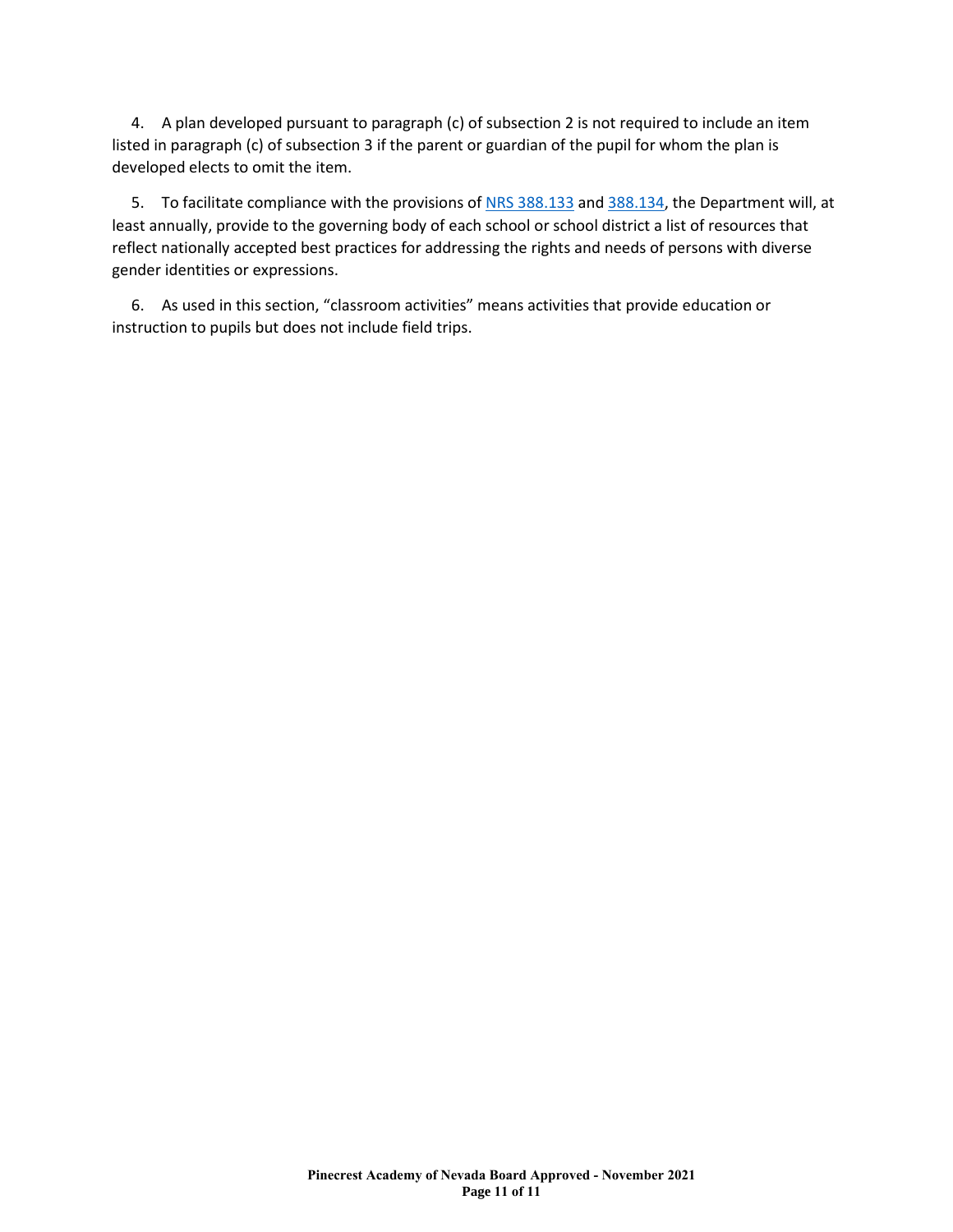4. A plan developed pursuant to paragraph (c) of subsection 2 is not required to include an item listed in paragraph (c) of subsection 3 if the parent or guardian of the pupil for whom the plan is developed elects to omit the item.

5. To facilitate compliance with the provisions of [NRS 388.133]() and [388.134](), the Department will, at least annually, provide to the governing body of each school or school district a list of resources that reflect nationally accepted best practices for addressing the rights and needs of persons with diverse gender identities or expressions.

6. As used in this section, "classroom activities" means activities that provide education or instruction to pupils but does not include field trips.